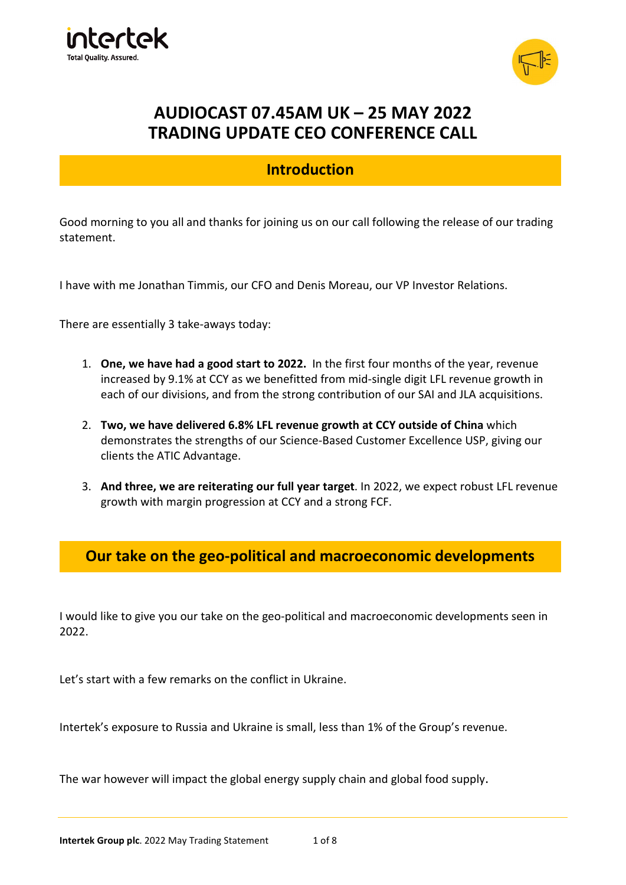# AUDIOCAST 07.45AM UK – 25 MAY 2022
# TRADING UPDATE CEO CONFERENCE CALL

## Introduction

Good morning to you all and thanks for joining us on our call following the release of our trading statement.

I have with me Jonathan Timmis, our CFO and Denis Moreau, our VP Investor Relations.

There are essentially 3 take-aways today:

1. **One, we have had a good start to 2022.** In the first four months of the year, revenue increased by 9.1% at CCY as we benefitted from mid-single digit LFL revenue growth in each of our divisions, and from the strong contribution of our SAI and JLA acquisitions.

2. **Two, we have delivered 6.8% LFL revenue growth at CCY outside of China** which demonstrates the strengths of our Science-Based Customer Excellence USP, giving our clients the ATIC Advantage.

3. **And three, we are reiterating our full year target**. In 2022, we expect robust LFL revenue growth with margin progression at CCY and a strong FCF.

## Our take on the geo-political and macroeconomic developments

I would like to give you our take on the geo-political and macroeconomic developments seen in 2022.

Let's start with a few remarks on the conflict in Ukraine.

Intertek's exposure to Russia and Ukraine is small, less than 1% of the Group's revenue.

The war however will impact the global energy supply chain and global food supply.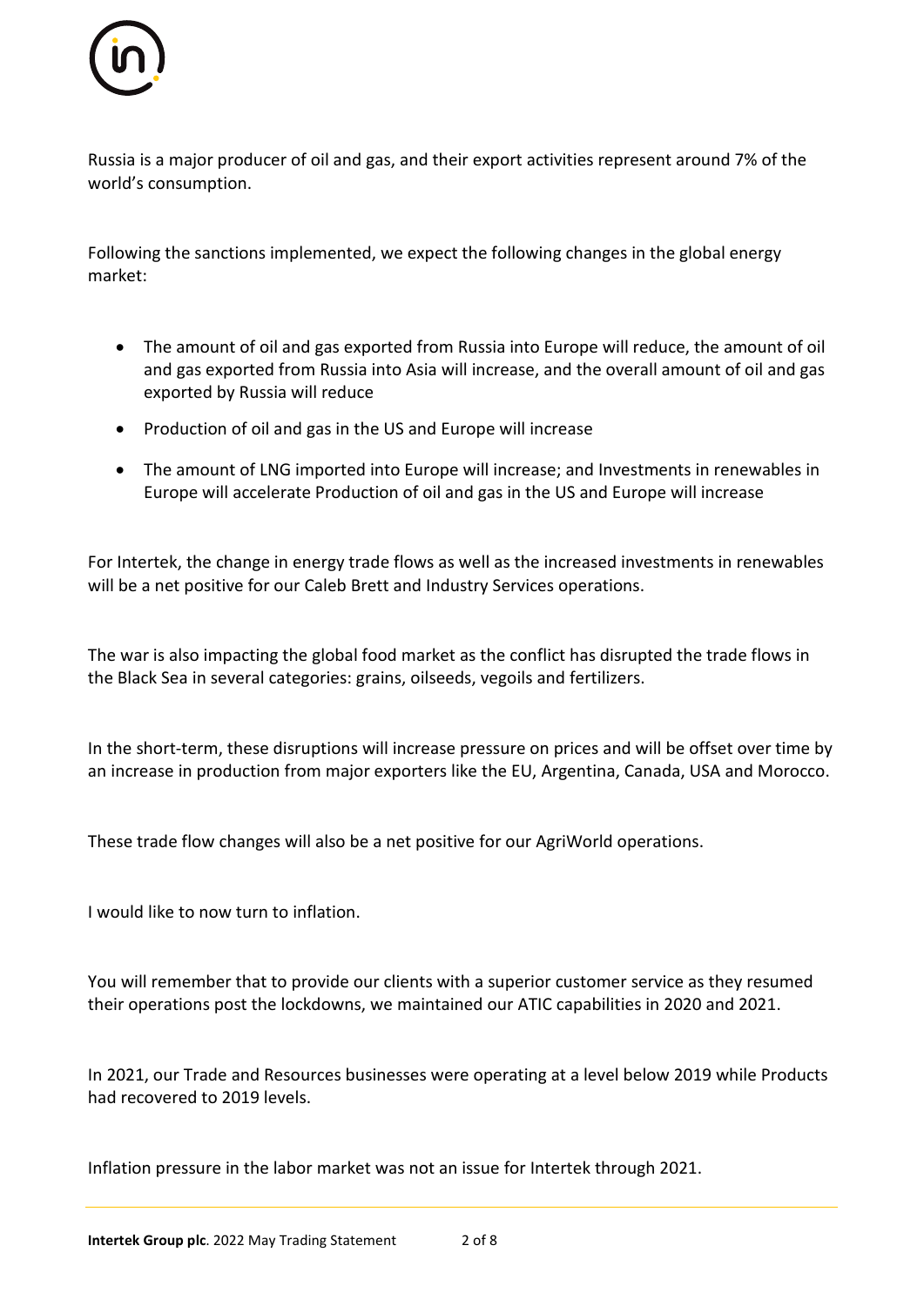Russia is a major producer of oil and gas, and their export activities represent around 7% of the world's consumption.

Following the sanctions implemented, we expect the following changes in the global energy market:

- The amount of oil and gas exported from Russia into Europe will reduce, the amount of oil and gas exported from Russia into Asia will increase, and the overall amount of oil and gas exported by Russia will reduce
- Production of oil and gas in the US and Europe will increase
- The amount of LNG imported into Europe will increase; and Investments in renewables in Europe will accelerate Production of oil and gas in the US and Europe will increase

For Intertek, the change in energy trade flows as well as the increased investments in renewables will be a net positive for our Caleb Brett and Industry Services operations.

The war is also impacting the global food market as the conflict has disrupted the trade flows in the Black Sea in several categories: grains, oilseeds, vegoils and fertilizers.

In the short-term, these disruptions will increase pressure on prices and will be offset over time by an increase in production from major exporters like the EU, Argentina, Canada, USA and Morocco.

These trade flow changes will also be a net positive for our AgriWorld operations.

I would like to now turn to inflation.

You will remember that to provide our clients with a superior customer service as they resumed their operations post the lockdowns, we maintained our ATIC capabilities in 2020 and 2021.

In 2021, our Trade and Resources businesses were operating at a level below 2019 while Products had recovered to 2019 levels.

Inflation pressure in the labor market was not an issue for Intertek through 2021.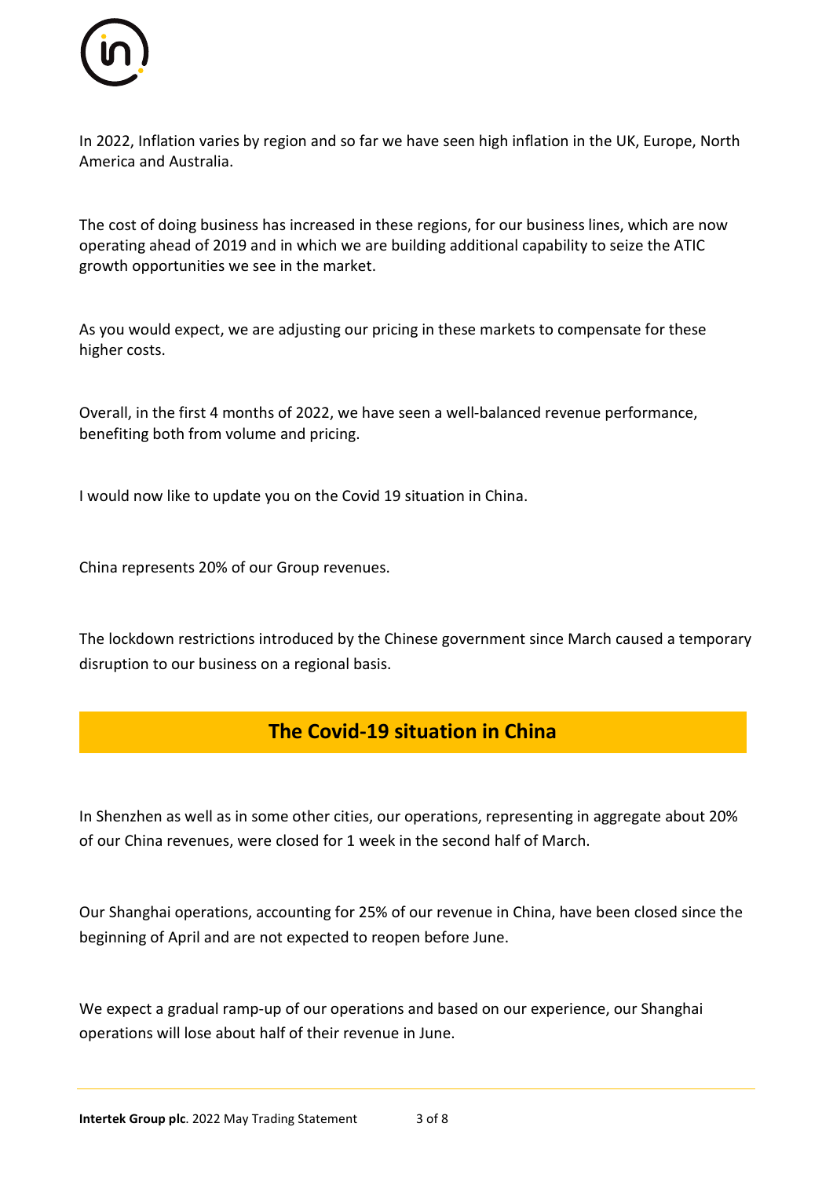In 2022, Inflation varies by region and so far we have seen high inflation in the UK, Europe, North America and Australia.

The cost of doing business has increased in these regions, for our business lines, which are now operating ahead of 2019 and in which we are building additional capability to seize the ATIC growth opportunities we see in the market.

As you would expect, we are adjusting our pricing in these markets to compensate for these higher costs.

Overall, in the first 4 months of 2022, we have seen a well-balanced revenue performance, benefiting both from volume and pricing.

I would now like to update you on the Covid 19 situation in China.

China represents 20% of our Group revenues.

The lockdown restrictions introduced by the Chinese government since March caused a temporary disruption to our business on a regional basis.

## The Covid-19 situation in China

In Shenzhen as well as in some other cities, our operations, representing in aggregate about 20% of our China revenues, were closed for 1 week in the second half of March.

Our Shanghai operations, accounting for 25% of our revenue in China, have been closed since the beginning of April and are not expected to reopen before June.

We expect a gradual ramp-up of our operations and based on our experience, our Shanghai operations will lose about half of their revenue in June.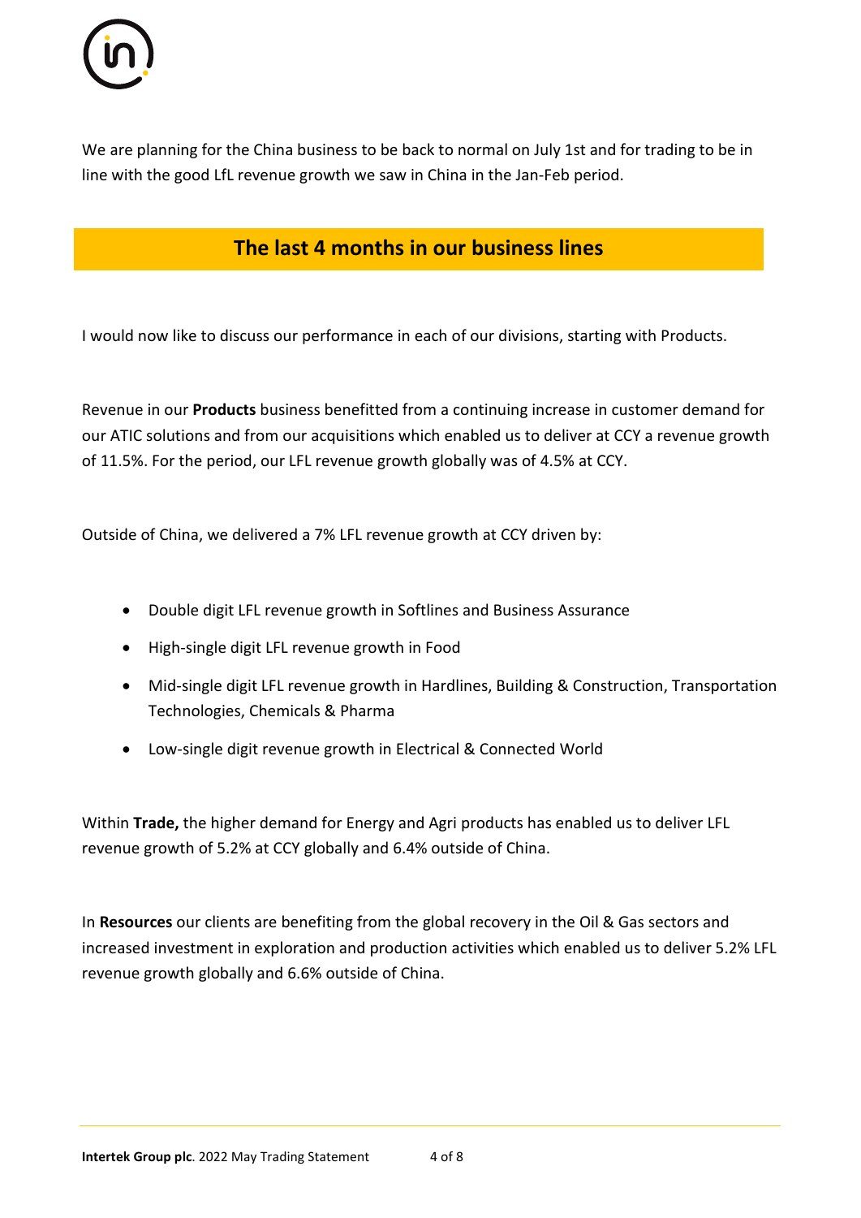We are planning for the China business to be back to normal on July 1st and for trading to be in line with the good LfL revenue growth we saw in China in the Jan-Feb period.

## The last 4 months in our business lines

I would now like to discuss our performance in each of our divisions, starting with Products.

Revenue in our **Products** business benefitted from a continuing increase in customer demand for our ATIC solutions and from our acquisitions which enabled us to deliver at CCY a revenue growth of 11.5%. For the period, our LFL revenue growth globally was of 4.5% at CCY.

Outside of China, we delivered a 7% LFL revenue growth at CCY driven by:

- Double digit LFL revenue growth in Softlines and Business Assurance
- High-single digit LFL revenue growth in Food
- Mid-single digit LFL revenue growth in Hardlines, Building & Construction, Transportation Technologies, Chemicals & Pharma
- Low-single digit revenue growth in Electrical & Connected World

Within **Trade,** the higher demand for Energy and Agri products has enabled us to deliver LFL revenue growth of 5.2% at CCY globally and 6.4% outside of China.

In **Resources** our clients are benefiting from the global recovery in the Oil & Gas sectors and increased investment in exploration and production activities which enabled us to deliver 5.2% LFL revenue growth globally and 6.6% outside of China.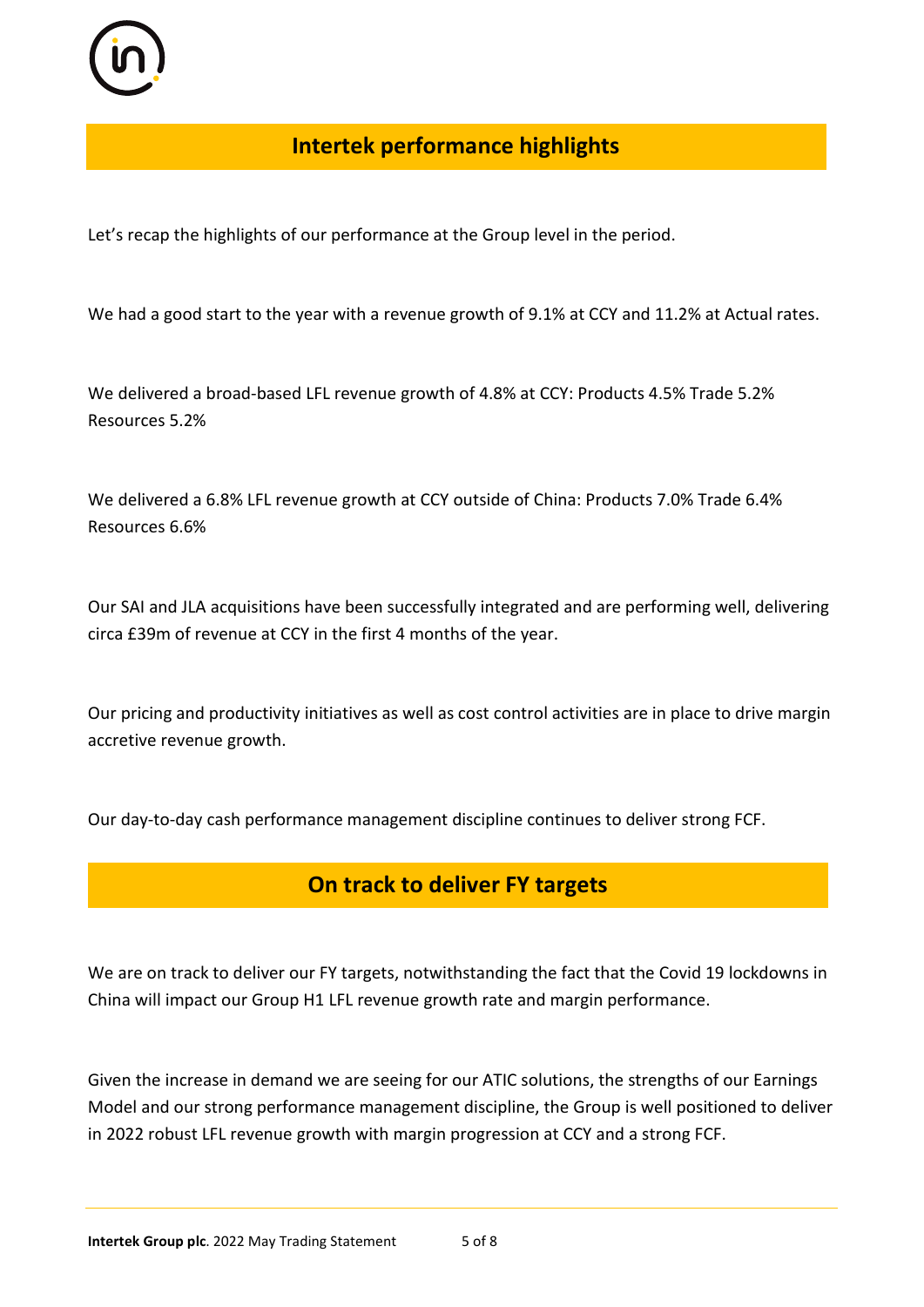## Intertek performance highlights

Let's recap the highlights of our performance at the Group level in the period.

We had a good start to the year with a revenue growth of 9.1% at CCY and 11.2% at Actual rates.

We delivered a broad-based LFL revenue growth of 4.8% at CCY: Products 4.5% Trade 5.2% Resources 5.2%

We delivered a 6.8% LFL revenue growth at CCY outside of China: Products 7.0% Trade 6.4% Resources 6.6%

Our SAI and JLA acquisitions have been successfully integrated and are performing well, delivering circa £39m of revenue at CCY in the first 4 months of the year.

Our pricing and productivity initiatives as well as cost control activities are in place to drive margin accretive revenue growth.

Our day-to-day cash performance management discipline continues to deliver strong FCF.

## On track to deliver FY targets

We are on track to deliver our FY targets, notwithstanding the fact that the Covid 19 lockdowns in China will impact our Group H1 LFL revenue growth rate and margin performance.

Given the increase in demand we are seeing for our ATIC solutions, the strengths of our Earnings Model and our strong performance management discipline, the Group is well positioned to deliver in 2022 robust LFL revenue growth with margin progression at CCY and a strong FCF.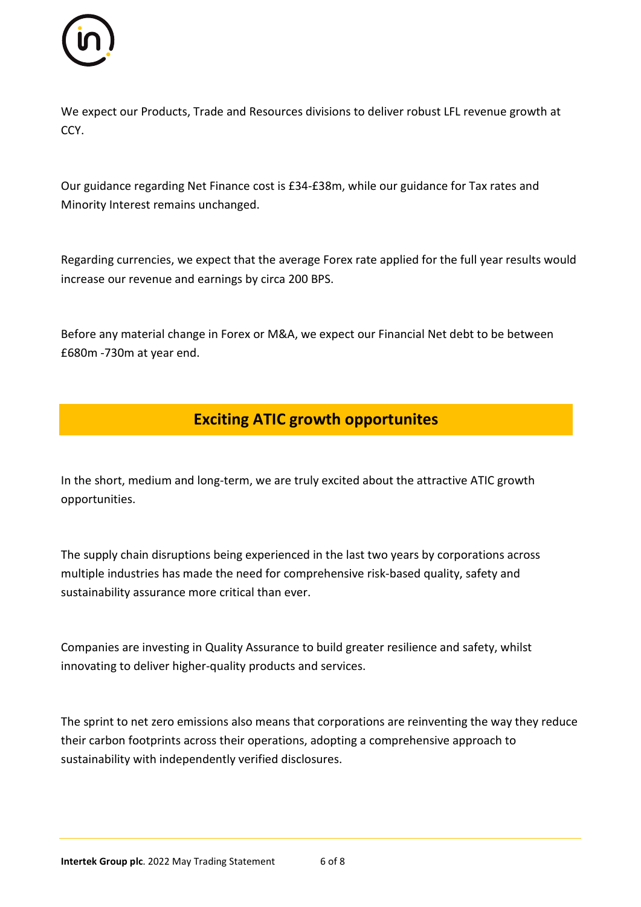We expect our Products, Trade and Resources divisions to deliver robust LFL revenue growth at CCY.

Our guidance regarding Net Finance cost is £34-£38m, while our guidance for Tax rates and Minority Interest remains unchanged.

Regarding currencies, we expect that the average Forex rate applied for the full year results would increase our revenue and earnings by circa 200 BPS.

Before any material change in Forex or M&A, we expect our Financial Net debt to be between £680m -730m at year end.

## Exciting ATIC growth opportunites

In the short, medium and long-term, we are truly excited about the attractive ATIC growth opportunities.

The supply chain disruptions being experienced in the last two years by corporations across multiple industries has made the need for comprehensive risk-based quality, safety and sustainability assurance more critical than ever.

Companies are investing in Quality Assurance to build greater resilience and safety, whilst innovating to deliver higher-quality products and services.

The sprint to net zero emissions also means that corporations are reinventing the way they reduce their carbon footprints across their operations, adopting a comprehensive approach to sustainability with independently verified disclosures.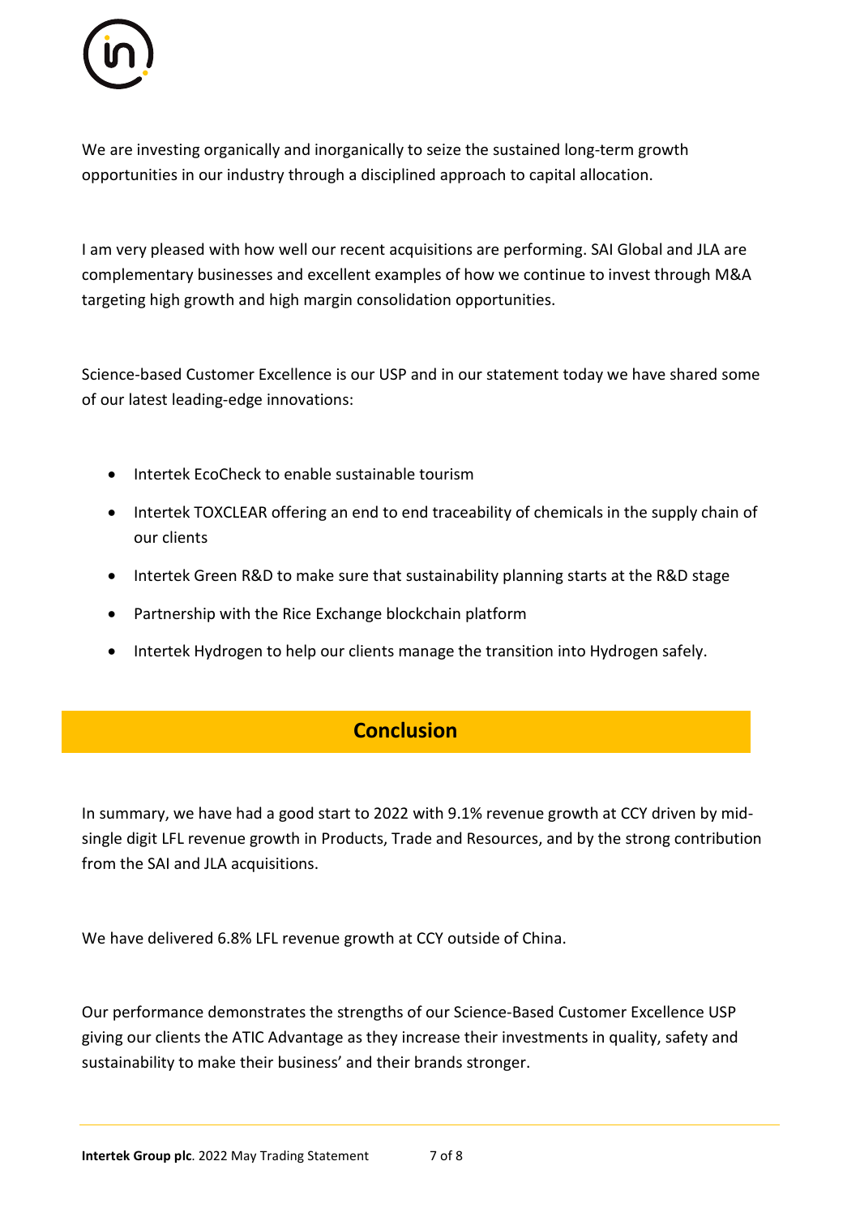We are investing organically and inorganically to seize the sustained long-term growth opportunities in our industry through a disciplined approach to capital allocation.

I am very pleased with how well our recent acquisitions are performing. SAI Global and JLA are complementary businesses and excellent examples of how we continue to invest through M&A targeting high growth and high margin consolidation opportunities.

Science-based Customer Excellence is our USP and in our statement today we have shared some of our latest leading-edge innovations:

- Intertek EcoCheck to enable sustainable tourism
- Intertek TOXCLEAR offering an end to end traceability of chemicals in the supply chain of our clients
- Intertek Green R&D to make sure that sustainability planning starts at the R&D stage
- Partnership with the Rice Exchange blockchain platform
- Intertek Hydrogen to help our clients manage the transition into Hydrogen safely.

## Conclusion

In summary, we have had a good start to 2022 with 9.1% revenue growth at CCY driven by mid-single digit LFL revenue growth in Products, Trade and Resources, and by the strong contribution from the SAI and JLA acquisitions.

We have delivered 6.8% LFL revenue growth at CCY outside of China.

Our performance demonstrates the strengths of our Science-Based Customer Excellence USP giving our clients the ATIC Advantage as they increase their investments in quality, safety and sustainability to make their business' and their brands stronger.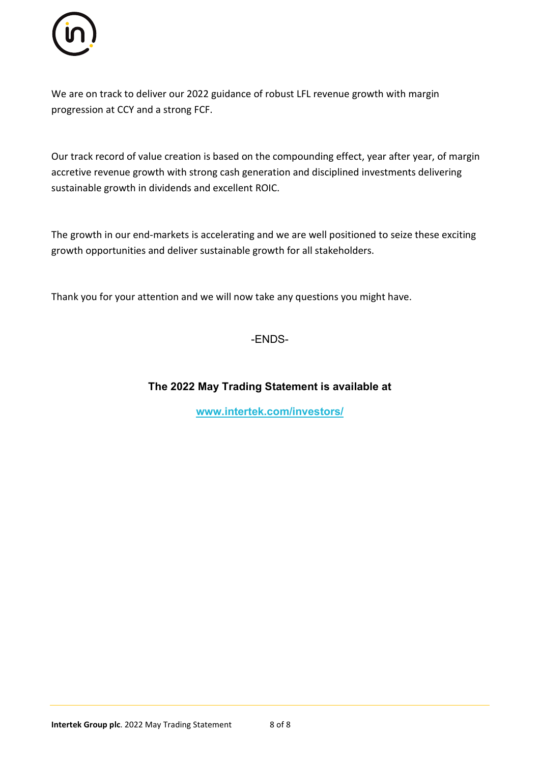We are on track to deliver our 2022 guidance of robust LFL revenue growth with margin progression at CCY and a strong FCF.

Our track record of value creation is based on the compounding effect, year after year, of margin accretive revenue growth with strong cash generation and disciplined investments delivering sustainable growth in dividends and excellent ROIC.

The growth in our end-markets is accelerating and we are well positioned to seize these exciting growth opportunities and deliver sustainable growth for all stakeholders.

Thank you for your attention and we will now take any questions you might have.

-ENDS-

**The 2022 May Trading Statement is available at**

**[www.intertek.com/investors/](www.intertek.com/investors/)**